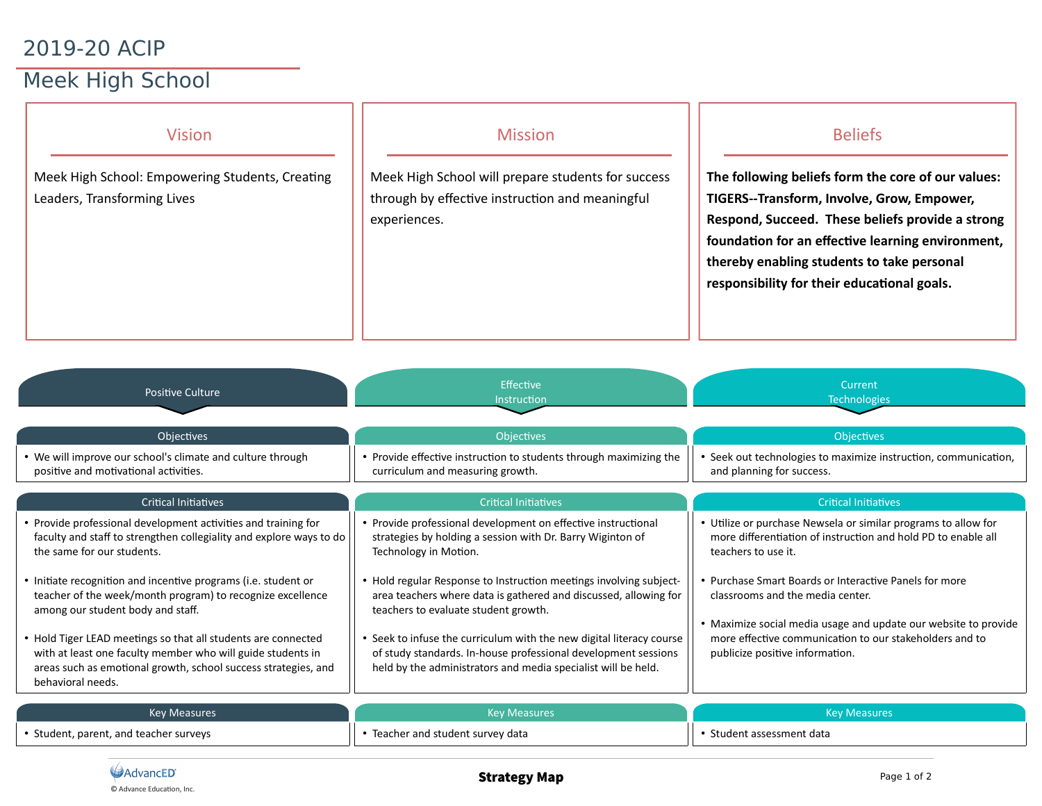# 2019-20 ACIP

## Meek High School

### Vision

Meek High School: Empowering Students, Creating Leaders, Transforming Lives

### Mission

Meek High School will prepare students for success through by effective instruction and meaningful experiences.

### Beliefs

**The following beliefs form the core of our values: TIGERS--Transform, Involve, Grow, Empower, Respond, Succeed. These beliefs provide a strong foundation for an effective learning environment, thereby enabling students to take personal responsibility for their educational goals.**

## Positive Culture

### Objectives

- We will improve our school's climate and culture through positive and motivational activities.

### Critical Initiatives

- Provide professional development activities and training for faculty and staff to strengthen collegiality and explore ways to do the same for our students.
- Initiate recognition and incentive programs (i.e. student or teacher of the week/month program) to recognize excellence among our student body and staff.
- Hold Tiger LEAD meetings so that all students are connected with at least one faculty member who will guide students in areas such as emotional growth, school success strategies, and behavioral needs.

### Key Measures

- Student, parent, and teacher surveys

## Effective Instruction

### Objectives

- Provide effective instruction to students through maximizing the curriculum and measuring growth.

### Critical Initiatives

- Provide professional development on effective instructional strategies by holding a session with Dr. Barry Wiginton of Technology in Motion.
- Hold regular Response to Instruction meetings involving subject-area teachers where data is gathered and discussed, allowing for teachers to evaluate student growth.
- Seek to infuse the curriculum with the new digital literacy course of study standards. In-house professional development sessions held by the administrators and media specialist will be held.

### Key Measures

- Teacher and student survey data

## Current Technologies

### Objectives

- Seek out technologies to maximize instruction, communication, and planning for success.

### Critical Initiatives

- Utilize or purchase Newsela or similar programs to allow for more differentiation of instruction and hold PD to enable all teachers to use it.
- Purchase Smart Boards or Interactive Panels for more classrooms and the media center.
- Maximize social media usage and update our website to provide more effective communication to our stakeholders and to publicize positive information.

### Key Measures

- Student assessment data

**Strategy Map**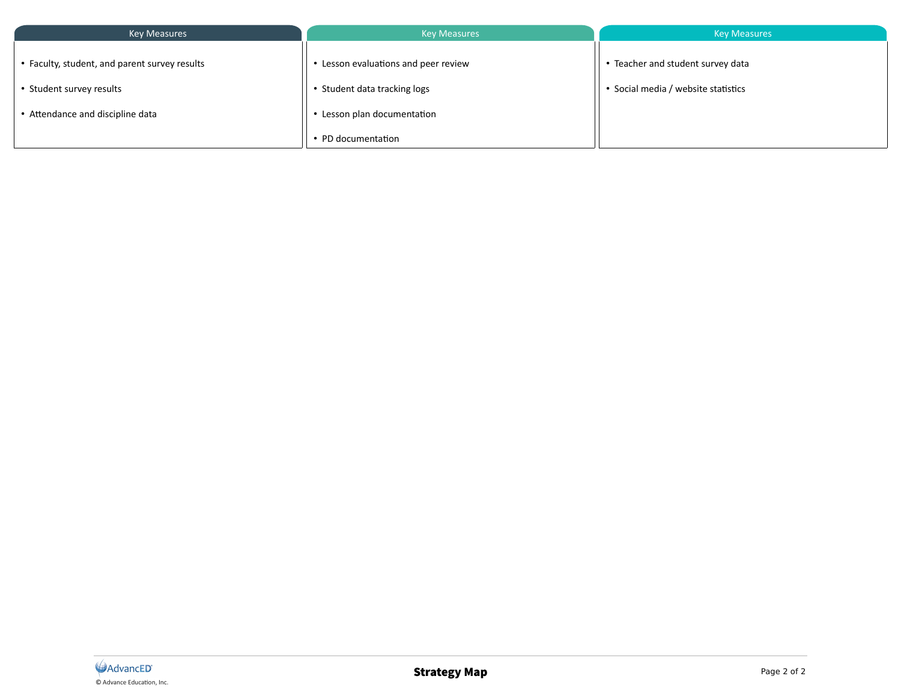| Key Measures | Key Measures | Key Measures |
| --- | --- | --- |
| • Faculty, student, and parent survey results<br>• Student survey results<br>• Attendance and discipline data | • Lesson evaluations and peer review<br>• Student data tracking logs<br>• Lesson plan documentation<br>• PD documentation | • Teacher and student survey data<br>• Social media / website statistics |